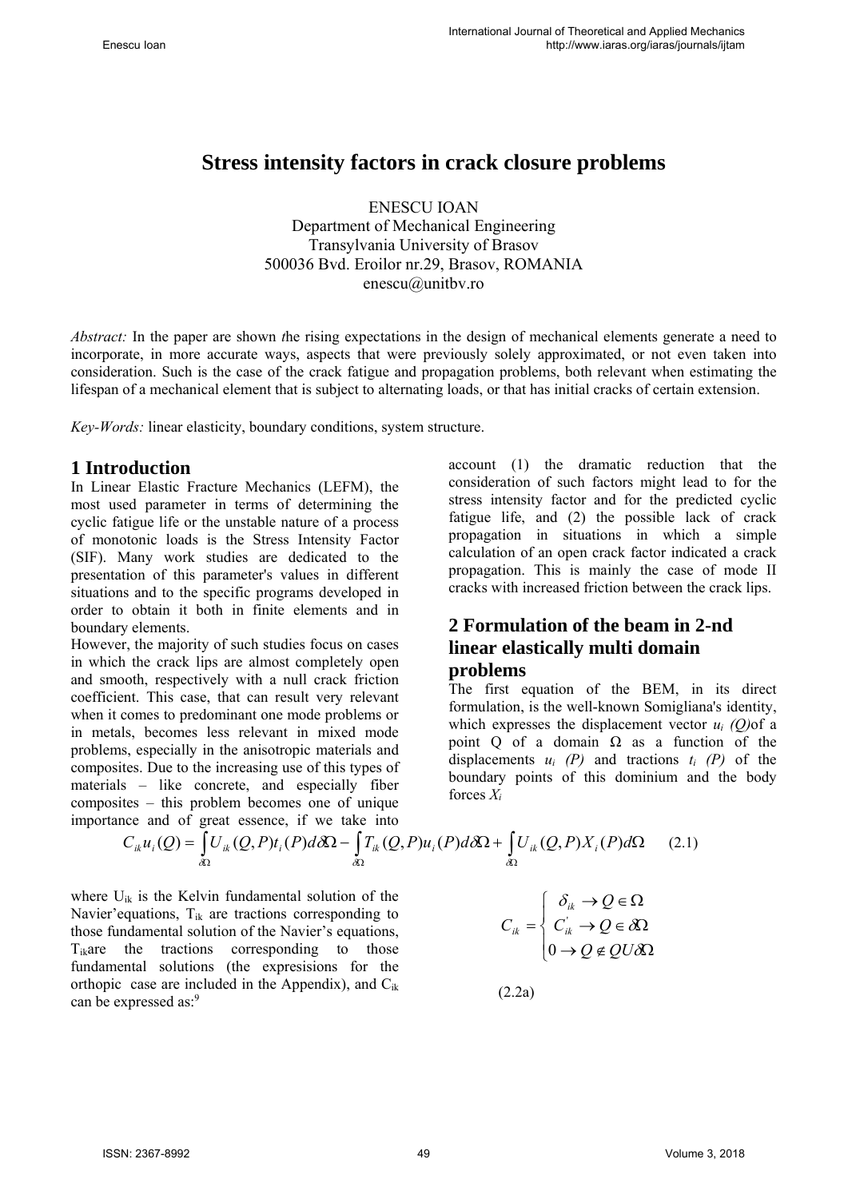# Stress intensity factors in crack closure problems

ENESCU IOAN
Department of Mechanical Engineering
Transylvania University of Brasov
500036 Bvd. Eroilor nr.29, Brasov, ROMANIA
enescu@unitbv.ro

*Abstract:* In the paper are shown *t*he rising expectations in the design of mechanical elements generate a need to incorporate, in more accurate ways, aspects that were previously solely approximated, or not even taken into consideration. Such is the case of the crack fatigue and propagation problems, both relevant when estimating the lifespan of a mechanical element that is subject to alternating loads, or that has initial cracks of certain extension.

*Key-Words:* linear elasticity, boundary conditions, system structure.

## 1 Introduction

In Linear Elastic Fracture Mechanics (LEFM), the most used parameter in terms of determining the cyclic fatigue life or the unstable nature of a process of monotonic loads is the Stress Intensity Factor (SIF). Many work studies are dedicated to the presentation of this parameter's values in different situations and to the specific programs developed in order to obtain it both in finite elements and in boundary elements.

However, the majority of such studies focus on cases in which the crack lips are almost completely open and smooth, respectively with a null crack friction coefficient. This case, that can result very relevant when it comes to predominant one mode problems or in metals, becomes less relevant in mixed mode problems, especially in the anisotropic materials and composites. Due to the increasing use of this types of materials – like concrete, and especially fiber composites – this problem becomes one of unique importance and of great essence, if we take into account (1) the dramatic reduction that the consideration of such factors might lead to for the stress intensity factor and for the predicted cyclic fatigue life, and (2) the possible lack of crack propagation in situations in which a simple calculation of an open crack factor indicated a crack propagation. This is mainly the case of mode II cracks with increased friction between the crack lips.

## 2 Formulation of the beam in 2-nd linear elastically multi domain problems

The first equation of the BEM, in its direct formulation, is the well-known Somigliana's identity, which expresses the displacement vector $u_i\ (Q)$of a point Q of a domain $\Omega$ as a function of the displacements $u_i\ (P)$ and tractions $t_i\ (P)$ of the boundary points of this dominium and the body forces $X_i$

$$C_{ik}u_i(Q) = \int_{\partial\Omega} U_{ik}(Q,P)t_i(P)d\partial\Omega - \int_{\partial\Omega} T_{ik}(Q,P)u_i(P)d\partial\Omega + \int_{\partial\Omega} U_{ik}(Q,P)X_i(P)d\Omega \qquad (2.1)$$

where $U_{ik}$ is the Kelvin fundamental solution of the Navier'equations, $T_{ik}$ are tractions corresponding to those fundamental solution of the Navier's equations, $T_{ik}$are the tractions corresponding to those fundamental solutions (the expresisions for the orthopic case are included in the Appendix), and $C_{ik}$ can be expressed as:[9]

$$C_{ik} = \begin{cases} \delta_{ik} \to Q \in \Omega \\ C_{ik}^{'} \to Q \in \partial\Omega \\ 0 \to Q \notin QU\partial\Omega \end{cases}$$

(2.2a)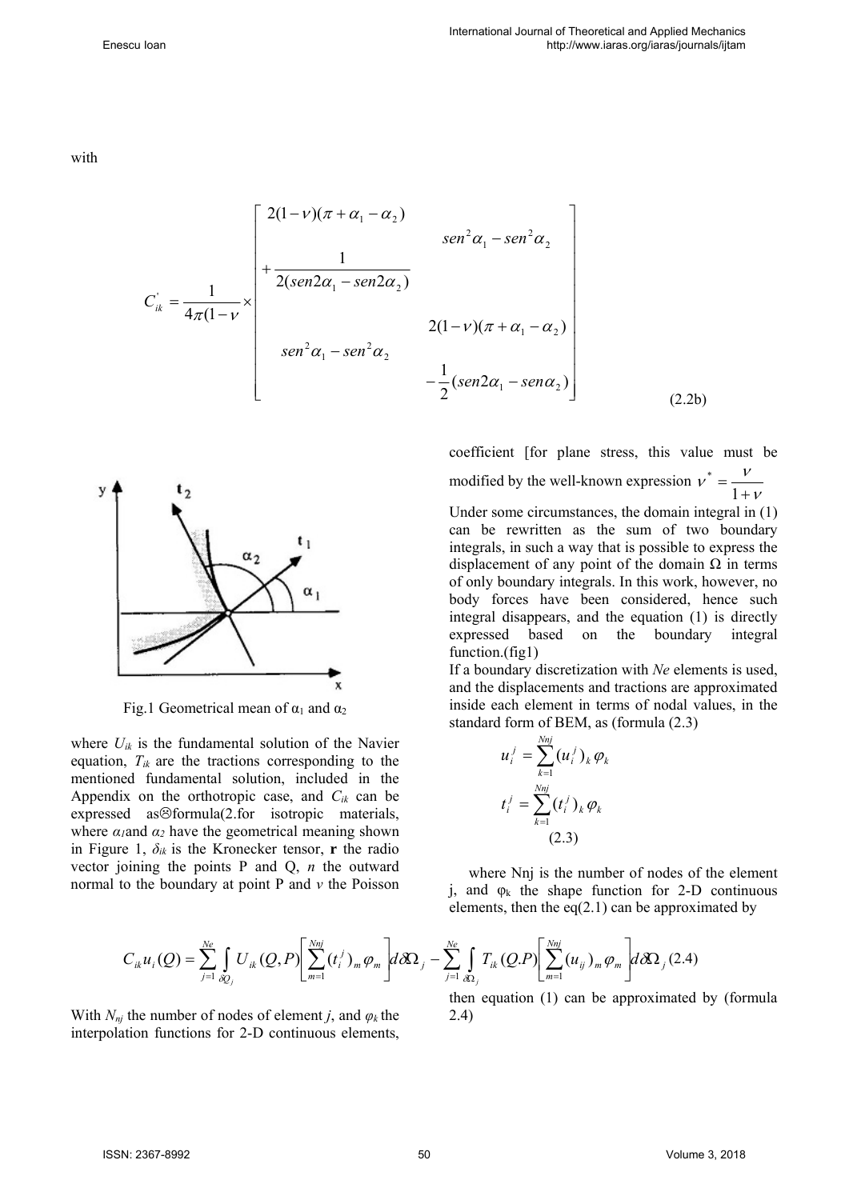with

$$
C'_{ik} = \frac{1}{4\pi(1-\nu} \times \begin{bmatrix} 2(1-\nu)(\pi+\alpha_1-\alpha_2) & \\ & sen^2\alpha_1 - sen^2\alpha_2 \\ +\dfrac{1}{2(sen2\alpha_1 - sen2\alpha_2)} & \\ & 2(1-\nu)(\pi+\alpha_1-\alpha_2) \\ sen^2\alpha_1 - sen^2\alpha_2 & \\ & -\dfrac{1}{2}(sen2\alpha_1 - sen\alpha_2) \end{bmatrix} \tag{2.2b}
$$

Fig.1 Geometrical mean of $\alpha_1$ and $\alpha_2$

where $U_{ik}$ is the fundamental solution of the Navier equation, $T_{ik}$ are the tractions corresponding to the mentioned fundamental solution, included in the Appendix on the orthotropic case, and $C_{ik}$ can be expressed as☹formula(2.for isotropic materials, where $\alpha_1$and $\alpha_2$ have the geometrical meaning shown in Figure 1, $\delta_{ik}$ is the Kronecker tensor, **r** the radio vector joining the points P and Q, *n* the outward normal to the boundary at point P and $\nu$ the Poisson coefficient [for plane stress, this value must be modified by the well-known expression $\nu^* = \dfrac{\nu}{1+\nu}$

Under some circumstances, the domain integral in (1) can be rewritten as the sum of two boundary integrals, in such a way that is possible to express the displacement of any point of the domain $\Omega$ in terms of only boundary integrals. In this work, however, no body forces have been considered, hence such integral disappears, and the equation (1) is directly expressed based on the boundary integral function.(fig1)

If a boundary discretization with *Ne* elements is used, and the displacements and tractions are approximated inside each element in terms of nodal values, in the standard form of BEM, as (formula (2.3)

$$
u_i^j = \sum_{k=1}^{Nnj} (u_i^j)_k \varphi_k
$$

$$
t_i^j = \sum_{k=1}^{Nnj} (t_i^j)_k \varphi_k
$$

(2.3)

where Nnj is the number of nodes of the element j, and $\varphi_k$ the shape function for 2-D continuous elements, then the eq(2.1) can be approximated by

$$
C_{ik} u_i(Q) = \sum_{j=1}^{Ne} \int_{\delta Q_j} U_{ik}(Q,P) \left[ \sum_{m=1}^{Nnj} (t_i^j)_m \varphi_m \right] d\delta\Omega_j - \sum_{j=1}^{Ne} \int_{\delta\Omega_j} T_{ik}(Q.P) \left[ \sum_{m=1}^{Nnj} (u_{ij})_m \varphi_m \right] d\delta\Omega_j \tag{2.4}
$$

With $N_{nj}$ the number of nodes of element *j*, and $\varphi_k$ the interpolation functions for 2-D continuous elements, then equation (1) can be approximated by (formula 2.4)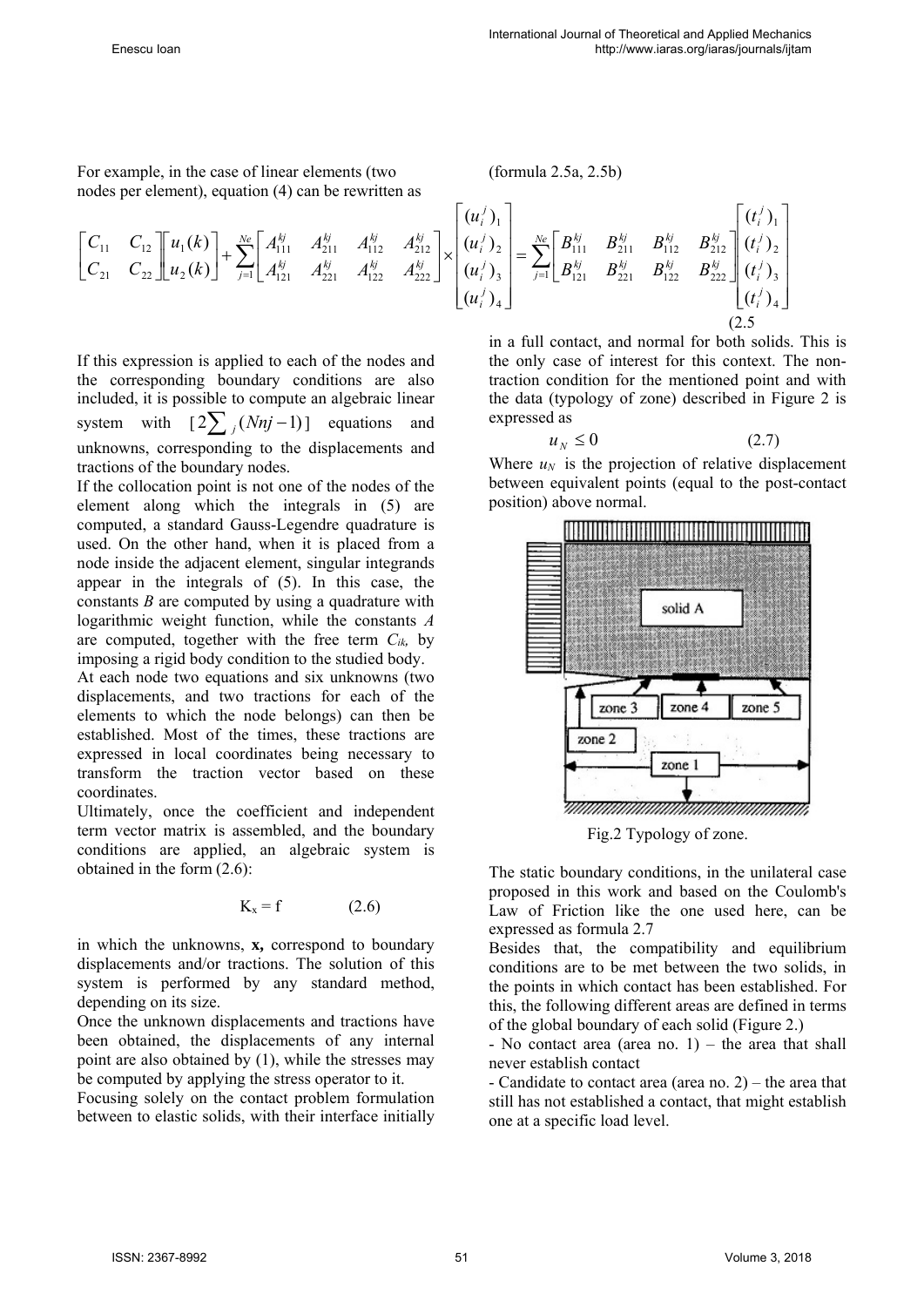For example, in the case of linear elements (two nodes per element), equation (4) can be rewritten as (formula 2.5a, 2.5b)

$$\begin{bmatrix} C_{11} & C_{12} \\ C_{21} & C_{22} \end{bmatrix} \begin{bmatrix} u_1(k) \\ u_2(k) \end{bmatrix} + \sum_{j=1}^{Ne} \begin{bmatrix} A_{111}^{kj} & A_{211}^{kj} & A_{112}^{kj} & A_{212}^{kj} \\ A_{121}^{kj} & A_{221}^{kj} & A_{122}^{kj} & A_{222}^{kj} \end{bmatrix} \times \begin{bmatrix} (u_i^j)_1 \\ (u_i^j)_2 \\ (u_i^j)_3 \\ (u_i^j)_4 \end{bmatrix} = \sum_{j=1}^{Ne} \begin{bmatrix} B_{111}^{kj} & B_{211}^{kj} & B_{112}^{kj} & B_{212}^{kj} \\ B_{121}^{kj} & B_{221}^{kj} & B_{122}^{kj} & B_{222}^{kj} \end{bmatrix} \begin{bmatrix} (t_i^j)_1 \\ (t_i^j)_2 \\ (t_i^j)_3 \\ (t_i^j)_4 \end{bmatrix} \quad (2.5$$

If this expression is applied to each of the nodes and the corresponding boundary conditions are also included, it is possible to compute an algebraic linear system with $[2\sum_j (Nnj-1)]$ equations and unknowns, corresponding to the displacements and tractions of the boundary nodes.

If the collocation point is not one of the nodes of the element along which the integrals in (5) are computed, a standard Gauss-Legendre quadrature is used. On the other hand, when it is placed from a node inside the adjacent element, singular integrands appear in the integrals of (5). In this case, the constants *B* are computed by using a quadrature with logarithmic weight function, while the constants *A* are computed, together with the free term $C_{ik}$, by imposing a rigid body condition to the studied body.

At each node two equations and six unknowns (two displacements, and two tractions for each of the elements to which the node belongs) can then be established. Most of the times, these tractions are expressed in local coordinates being necessary to transform the traction vector based on these coordinates.

Ultimately, once the coefficient and independent term vector matrix is assembled, and the boundary conditions are applied, an algebraic system is obtained in the form (2.6):

$$K_x = f \qquad (2.6)$$

in which the unknowns, **x,** correspond to boundary displacements and/or tractions. The solution of this system is performed by any standard method, depending on its size.

Once the unknown displacements and tractions have been obtained, the displacements of any internal point are also obtained by (1), while the stresses may be computed by applying the stress operator to it.

Focusing solely on the contact problem formulation between to elastic solids, with their interface initially in a full contact, and normal for both solids. This is the only case of interest for this context. The non-traction condition for the mentioned point and with the data (typology of zone) described in Figure 2 is expressed as

$$u_N \leq 0 \qquad (2.7)$$

Where $u_N$ is the projection of relative displacement between equivalent points (equal to the post-contact position) above normal.

Fig.2 Typology of zone.

The static boundary conditions, in the unilateral case proposed in this work and based on the Coulomb's Law of Friction like the one used here, can be expressed as formula 2.7

Besides that, the compatibility and equilibrium conditions are to be met between the two solids, in the points in which contact has been established. For this, the following different areas are defined in terms of the global boundary of each solid (Figure 2.)

- No contact area (area no. 1) – the area that shall never establish contact
- Candidate to contact area (area no. 2) – the area that still has not established a contact, that might establish one at a specific load level.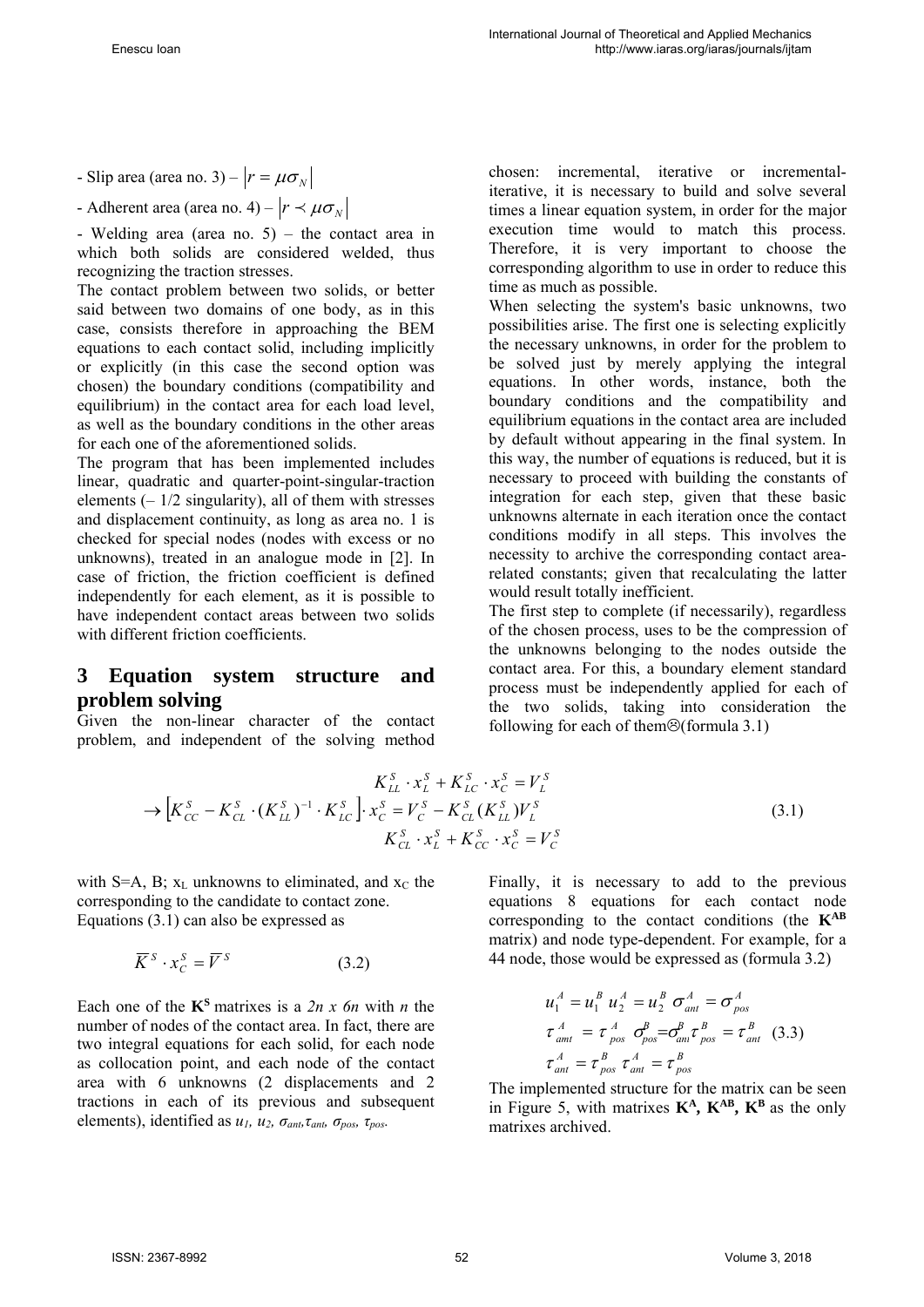- Slip area (area no. 3) – $\left|r = \mu\sigma_N\right|$

- Adherent area (area no. 4) – $\left|r \prec \mu\sigma_N\right|$

- Welding area (area no. 5) – the contact area in which both solids are considered welded, thus recognizing the traction stresses.

The contact problem between two solids, or better said between two domains of one body, as in this case, consists therefore in approaching the BEM equations to each contact solid, including implicitly or explicitly (in this case the second option was chosen) the boundary conditions (compatibility and equilibrium) in the contact area for each load level, as well as the boundary conditions in the other areas for each one of the aforementioned solids.

The program that has been implemented includes linear, quadratic and quarter-point-singular-traction elements (– 1/2 singularity), all of them with stresses and displacement continuity, as long as area no. 1 is checked for special nodes (nodes with excess or no unknowns), treated in an analogue mode in [2]. In case of friction, the friction coefficient is defined independently for each element, as it is possible to have independent contact areas between two solids with different friction coefficients.

## 3 Equation system structure and problem solving

Given the non-linear character of the contact problem, and independent of the solving method chosen: incremental, iterative or incremental-iterative, it is necessary to build and solve several times a linear equation system, in order for the major execution time would to match this process. Therefore, it is very important to choose the corresponding algorithm to use in order to reduce this time as much as possible.

When selecting the system's basic unknowns, two possibilities arise. The first one is selecting explicitly the necessary unknowns, in order for the problem to be solved just by merely applying the integral equations. In other words, instance, both the boundary conditions and the compatibility and equilibrium equations in the contact area are included by default without appearing in the final system. In this way, the number of equations is reduced, but it is necessary to proceed with building the constants of integration for each step, given that these basic unknowns alternate in each iteration once the contact conditions modify in all steps. This involves the necessity to archive the corresponding contact area-related constants; given that recalculating the latter would result totally inefficient.

The first step to complete (if necessarily), regardless of the chosen process, uses to be the compression of the unknowns belonging to the nodes outside the contact area. For this, a boundary element standard process must be independently applied for each of the two solids, taking into consideration the following for each of them☹(formula 3.1)

$$
\begin{array}{c}
K_{LL}^S \cdot x_L^S + K_{LC}^S \cdot x_C^S = V_L^S \\
\rightarrow \left[K_{CC}^S - K_{CL}^S \cdot (K_{LL}^S)^{-1} \cdot K_{LC}^S\right] \cdot x_C^S = V_C^S - K_{CL}^S (K_{LL}^S) V_L^S \\
K_{CL}^S \cdot x_L^S + K_{CC}^S \cdot x_C^S = V_C^S
\end{array} \tag{3.1}
$$

with S=A, B; $x_L$ unknowns to eliminated, and $x_C$ the corresponding to the candidate to contact zone.

Equations (3.1) can also be expressed as

$$
\overline{K}^S \cdot x_C^S = \overline{V}^S \tag{3.2}
$$

Each one of the $\mathbf{K}^S$ matrixes is a $2n \times 6n$ with $n$ the number of nodes of the contact area. In fact, there are two integral equations for each solid, for each node as collocation point, and each node of the contact area with 6 unknowns (2 displacements and 2 tractions in each of its previous and subsequent elements), identified as $u_1$, $u_2$, $\sigma_{ant}$, $\tau_{ant}$, $\sigma_{pos}$, $\tau_{pos}$.

Finally, it is necessary to add to the previous equations 8 equations for each contact node corresponding to the contact conditions (the $\mathbf{K}^{AB}$ matrix) and node type-dependent. For example, for a 44 node, those would be expressed as (formula 3.2)

$$
\begin{array}{c}
u_1^A = u_1^B \; u_2^A = u_2^B \; \sigma_{ant}^A = \sigma_{pos}^A \\
\tau_{amt}^A = \tau_{pos}^A \; \sigma_{pos}^B = \sigma_{ant}^B \; \tau_{pos}^B = \tau_{ant}^B \\
\tau_{ant}^A = \tau_{pos}^B \; \tau_{ant}^A = \tau_{pos}^B
\end{array} \tag{3.3}
$$

The implemented structure for the matrix can be seen in Figure 5, with matrixes $\mathbf{K}^A$, $\mathbf{K}^{AB}$, $\mathbf{K}^B$ as the only matrixes archived.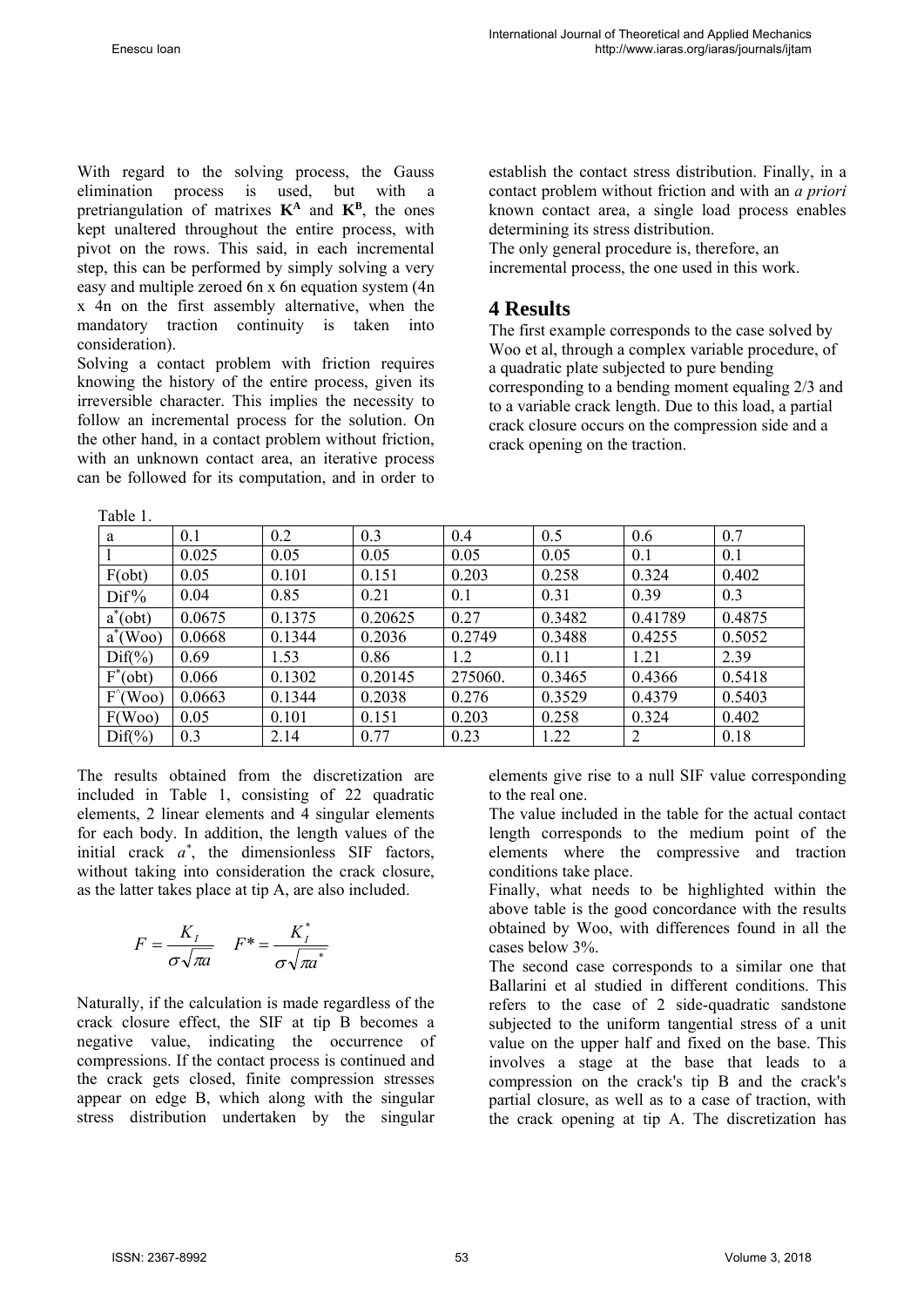With regard to the solving process, the Gauss elimination process is used, but with a pretriangulation of matrixes $\mathbf{K^A}$ and $\mathbf{K^B}$, the ones kept unaltered throughout the entire process, with pivot on the rows. This said, in each incremental step, this can be performed by simply solving a very easy and multiple zeroed 6n x 6n equation system (4n x 4n on the first assembly alternative, when the mandatory traction continuity is taken into consideration).

Solving a contact problem with friction requires knowing the history of the entire process, given its irreversible character. This implies the necessity to follow an incremental process for the solution. On the other hand, in a contact problem without friction, with an unknown contact area, an iterative process can be followed for its computation, and in order to establish the contact stress distribution. Finally, in a contact problem without friction and with an *a priori* known contact area, a single load process enables determining its stress distribution.

The only general procedure is, therefore, an incremental process, the one used in this work.

## 4 Results

The first example corresponds to the case solved by Woo et al, through a complex variable procedure, of a quadratic plate subjected to pure bending corresponding to a bending moment equaling 2/3 and to a variable crack length. Due to this load, a partial crack closure occurs on the compression side and a crack opening on the traction.

Table 1.

| a | 0.1 | 0.2 | 0.3 | 0.4 | 0.5 | 0.6 | 0.7 |
|---|---|---|---|---|---|---|---|
| l | 0.025 | 0.05 | 0.05 | 0.05 | 0.05 | 0.1 | 0.1 |
| F(obt) | 0.05 | 0.101 | 0.151 | 0.203 | 0.258 | 0.324 | 0.402 |
| Dif% | 0.04 | 0.85 | 0.21 | 0.1 | 0.31 | 0.39 | 0.3 |
| $a^*$(obt) | 0.0675 | 0.1375 | 0.20625 | 0.27 | 0.3482 | 0.41789 | 0.4875 |
| $a^*$(Woo) | 0.0668 | 0.1344 | 0.2036 | 0.2749 | 0.3488 | 0.4255 | 0.5052 |
| Dif(%) | 0.69 | 1.53 | 0.86 | 1.2 | 0.11 | 1.21 | 2.39 |
| $F^*$(obt) | 0.066 | 0.1302 | 0.20145 | 275060. | 0.3465 | 0.4366 | 0.5418 |
| $F^{\wedge}$(Woo) | 0.0663 | 0.1344 | 0.2038 | 0.276 | 0.3529 | 0.4379 | 0.5403 |
| F(Woo) | 0.05 | 0.101 | 0.151 | 0.203 | 0.258 | 0.324 | 0.402 |
| Dif(%) | 0.3 | 2.14 | 0.77 | 0.23 | 1.22 | 2 | 0.18 |

The results obtained from the discretization are included in Table 1, consisting of 22 quadratic elements, 2 linear elements and 4 singular elements for each body. In addition, the length values of the initial crack $a^*$, the dimensionless SIF factors, without taking into consideration the crack closure, as the latter takes place at tip A, are also included.

$$F = \frac{K_I}{\sigma\sqrt{\pi a}} \quad F^* = \frac{K_I^*}{\sigma\sqrt{\pi a^*}}$$

Naturally, if the calculation is made regardless of the crack closure effect, the SIF at tip B becomes a negative value, indicating the occurrence of compressions. If the contact process is continued and the crack gets closed, finite compression stresses appear on edge B, which along with the singular stress distribution undertaken by the singular elements give rise to a null SIF value corresponding to the real one.

The value included in the table for the actual contact length corresponds to the medium point of the elements where the compressive and traction conditions take place.

Finally, what needs to be highlighted within the above table is the good concordance with the results obtained by Woo, with differences found in all the cases below 3%.

The second case corresponds to a similar one that Ballarini et al studied in different conditions. This refers to the case of 2 side-quadratic sandstone subjected to the uniform tangential stress of a unit value on the upper half and fixed on the base. This involves a stage at the base that leads to a compression on the crack's tip B and the crack's partial closure, as well as to a case of traction, with the crack opening at tip A. The discretization has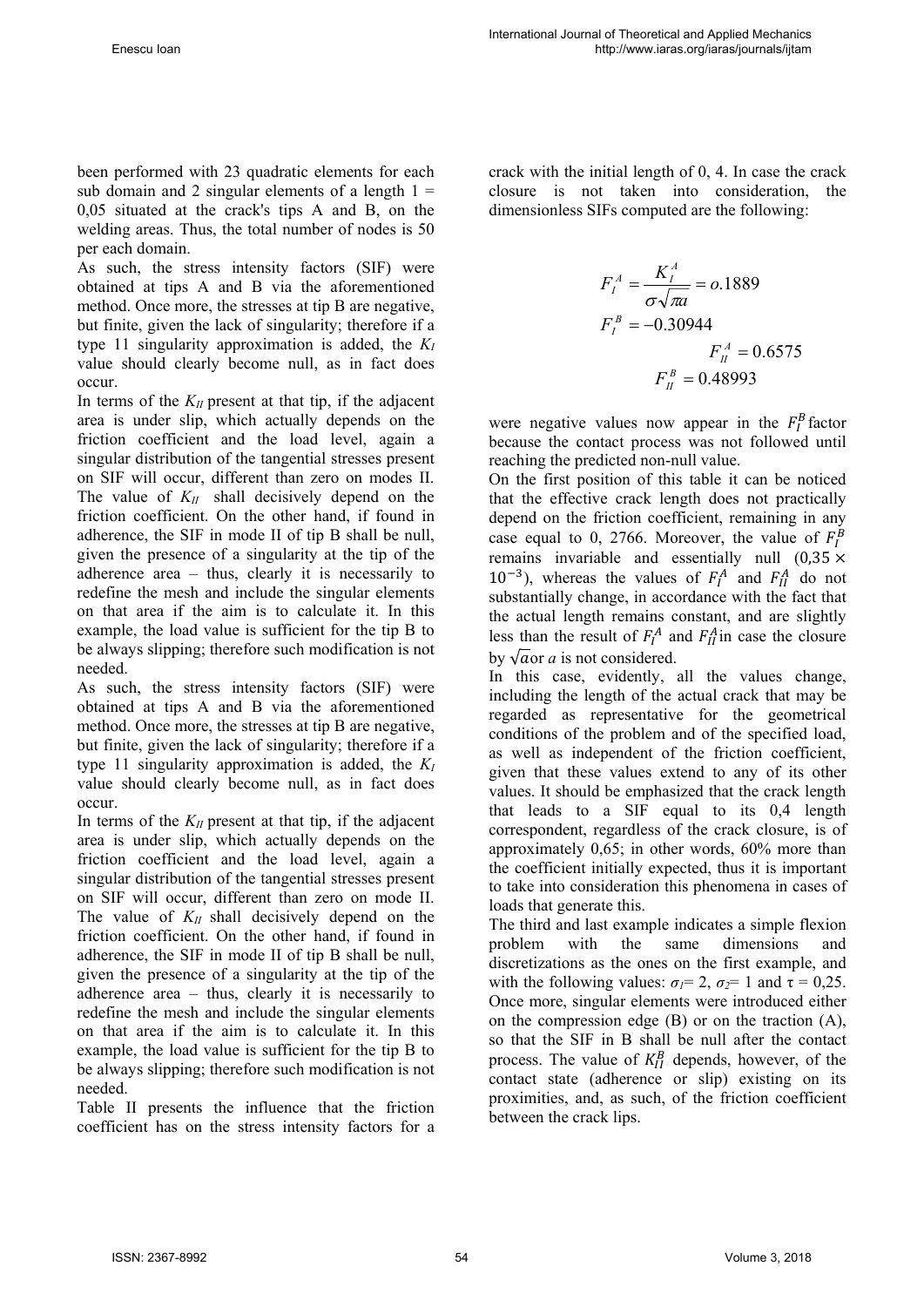been performed with 23 quadratic elements for each sub domain and 2 singular elements of a length 1 = 0,05 situated at the crack's tips A and B, on the welding areas. Thus, the total number of nodes is 50 per each domain.

As such, the stress intensity factors (SIF) were obtained at tips A and B via the aforementioned method. Once more, the stresses at tip B are negative, but finite, given the lack of singularity; therefore if a type 11 singularity approximation is added, the $K_I$ value should clearly become null, as in fact does occur.

In terms of the $K_{II}$ present at that tip, if the adjacent area is under slip, which actually depends on the friction coefficient and the load level, again a singular distribution of the tangential stresses present on SIF will occur, different than zero on modes II. The value of $K_{II}$ shall decisively depend on the friction coefficient. On the other hand, if found in adherence, the SIF in mode II of tip B shall be null, given the presence of a singularity at the tip of the adherence area – thus, clearly it is necessarily to redefine the mesh and include the singular elements on that area if the aim is to calculate it. In this example, the load value is sufficient for the tip B to be always slipping; therefore such modification is not needed.

As such, the stress intensity factors (SIF) were obtained at tips A and B via the aforementioned method. Once more, the stresses at tip B are negative, but finite, given the lack of singularity; therefore if a type 11 singularity approximation is added, the $K_I$ value should clearly become null, as in fact does occur.

In terms of the $K_{II}$ present at that tip, if the adjacent area is under slip, which actually depends on the friction coefficient and the load level, again a singular distribution of the tangential stresses present on SIF will occur, different than zero on mode II. The value of $K_{II}$ shall decisively depend on the friction coefficient. On the other hand, if found in adherence, the SIF in mode II of tip B shall be null, given the presence of a singularity at the tip of the adherence area – thus, clearly it is necessarily to redefine the mesh and include the singular elements on that area if the aim is to calculate it. In this example, the load value is sufficient for the tip B to be always slipping; therefore such modification is not needed.

Table II presents the influence that the friction coefficient has on the stress intensity factors for a crack with the initial length of 0, 4. In case the crack closure is not taken into consideration, the dimensionless SIFs computed are the following:

$$F_I^A = \frac{K_I^A}{\sigma\sqrt{\pi a}} = o.1889$$

$$F_I^B = -0.30944$$

$$F_{II}^A = 0.6575$$

$$F_{II}^B = 0.48993$$

were negative values now appear in the $F_I^B$ factor because the contact process was not followed until reaching the predicted non-null value.

On the first position of this table it can be noticed that the effective crack length does not practically depend on the friction coefficient, remaining in any case equal to 0, 2766. Moreover, the value of $F_I^B$ remains invariable and essentially null ($0{,}35 \times 10^{-3}$), whereas the values of $F_I^A$ and $F_{II}^A$ do not substantially change, in accordance with the fact that the actual length remains constant, and are slightly less than the result of $F_I^A$ and $F_{II}^A$ in case the closure by $\sqrt{a}$ or *a* is not considered.

In this case, evidently, all the values change, including the length of the actual crack that may be regarded as representative for the geometrical conditions of the problem and of the specified load, as well as independent of the friction coefficient, given that these values extend to any of its other values. It should be emphasized that the crack length that leads to a SIF equal to its 0,4 length correspondent, regardless of the crack closure, is of approximately 0,65; in other words, 60% more than the coefficient initially expected, thus it is important to take into consideration this phenomena in cases of loads that generate this.

The third and last example indicates a simple flexion problem with the same dimensions and discretizations as the ones on the first example, and with the following values: $\sigma_1$= 2, $\sigma_2$= 1 and $\tau$ = 0,25. Once more, singular elements were introduced either on the compression edge (B) or on the traction (A), so that the SIF in B shall be null after the contact process. The value of $K_{II}^B$ depends, however, of the contact state (adherence or slip) existing on its proximities, and, as such, of the friction coefficient between the crack lips.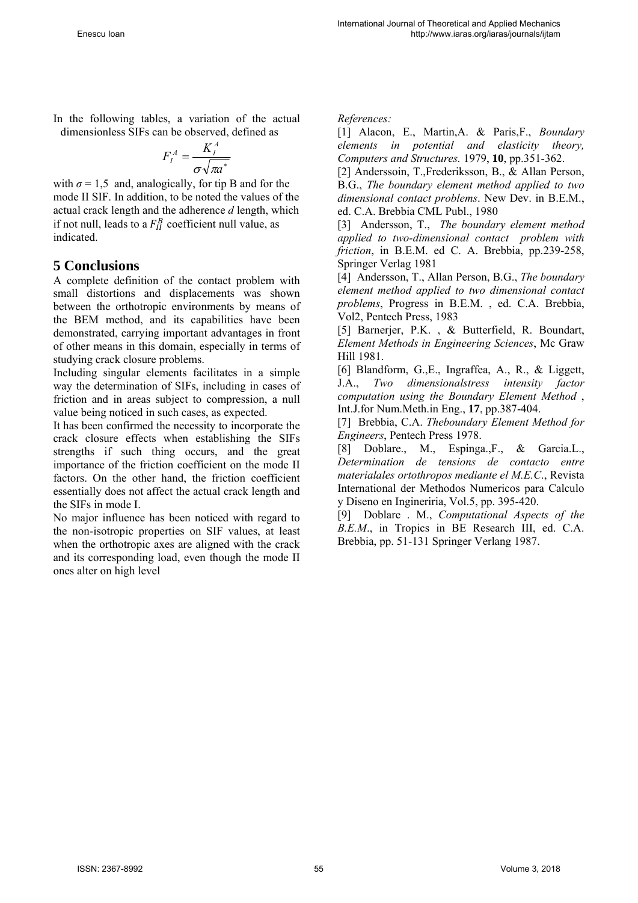In the following tables, a variation of the actual dimensionless SIFs can be observed, defined as

$$F_I^A = \frac{K_I^A}{\sigma\sqrt{\pi a^*}}$$

with $\sigma = 1{,}5$ and, analogically, for tip B and for the mode II SIF. In addition, to be noted the values of the actual crack length and the adherence $d$ length, which if not null, leads to a $F_{II}^B$ coefficient null value, as indicated.

## 5 Conclusions

A complete definition of the contact problem with small distortions and displacements was shown between the orthotropic environments by means of the BEM method, and its capabilities have been demonstrated, carrying important advantages in front of other means in this domain, especially in terms of studying crack closure problems.

Including singular elements facilitates in a simple way the determination of SIFs, including in cases of friction and in areas subject to compression, a null value being noticed in such cases, as expected.

It has been confirmed the necessity to incorporate the crack closure effects when establishing the SIFs strengths if such thing occurs, and the great importance of the friction coefficient on the mode II factors. On the other hand, the friction coefficient essentially does not affect the actual crack length and the SIFs in mode I.

No major influence has been noticed with regard to the non-isotropic properties on SIF values, at least when the orthotropic axes are aligned with the crack and its corresponding load, even though the mode II ones alter on high level

*References:*

[1] Alacon, E., Martin,A. & Paris,F., *Boundary elements in potential and elasticity theory, Computers and Structures.* 1979, **10**, pp.351-362.

[2] Anderssoin, T.,Frederiksson, B., & Allan Person, B.G., *The boundary element method applied to two dimensional contact problems*. New Dev. in B.E.M., ed. C.A. Brebbia CML Publ., 1980

[3] Andersson, T., *The boundary element method applied to two-dimensional contact problem with friction*, in B.E.M. ed C. A. Brebbia, pp.239-258, Springer Verlag 1981

[4] Andersson, T., Allan Person, B.G., *The boundary element method applied to two dimensional contact problems*, Progress in B.E.M. , ed. C.A. Brebbia, Vol2, Pentech Press, 1983

[5] Barnerjer, P.K. , & Butterfield, R. Boundart, *Element Methods in Engineering Sciences*, Mc Graw Hill 1981.

[6] Blandform, G.,E., Ingraffea, A., R., & Liggett, J.A., *Two dimensionalstress intensity factor computation using the Boundary Element Method* , Int.J.for Num.Meth.in Eng., **17**, pp.387-404.

[7] Brebbia, C.A. *Theboundary Element Method for Engineers*, Pentech Press 1978.

[8] Doblare., M., Espinga.,F., & Garcia.L., *Determination de tensions de contacto entre materialales ortothropos mediante el M.E.C.*, Revista International der Methodos Numericos para Calculo y Diseno en Ingineriria, Vol.5, pp. 395-420.

[9] Doblare . M., *Computational Aspects of the B.E.M*., in Tropics in BE Research III, ed. C.A. Brebbia, pp. 51-131 Springer Verlang 1987.